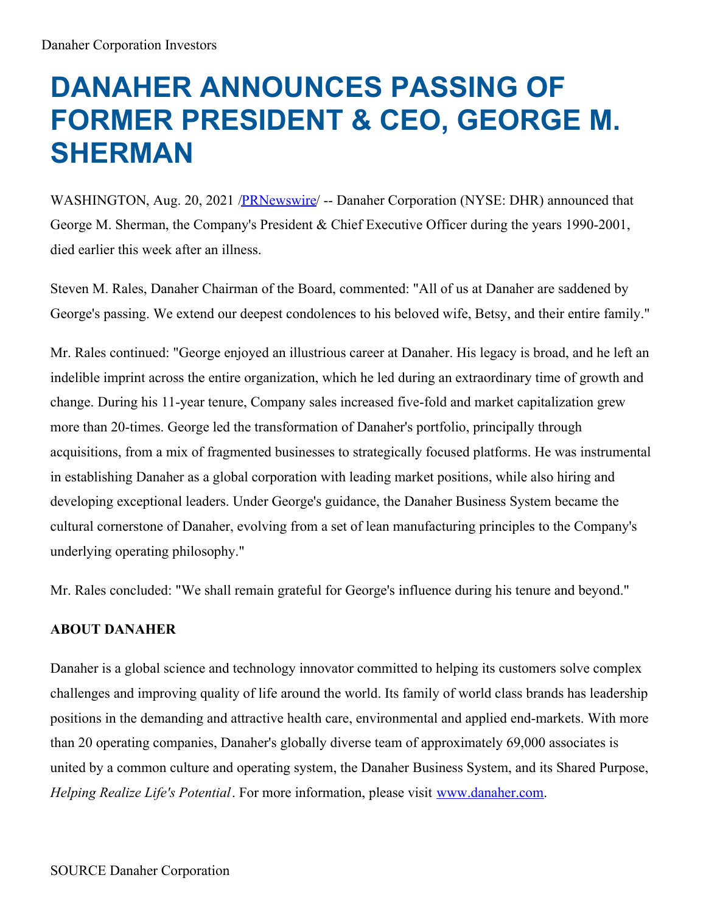Danaher Corporation Investors

# DANAHER ANNOUNCES PASSING OF FORMER PRESIDENT & CEO, GEORGE M. SHERMAN

WASHINGTON, Aug. 20, 2021 /PRNewswire/ -- Danaher Corporation (NYSE: DHR) announced that George M. Sherman, the Company's President & Chief Executive Officer during the years 1990-2001, died earlier this week after an illness.

Steven M. Rales, Danaher Chairman of the Board, commented: "All of us at Danaher are saddened by George's passing. We extend our deepest condolences to his beloved wife, Betsy, and their entire family."

Mr. Rales continued: "George enjoyed an illustrious career at Danaher. His legacy is broad, and he left an indelible imprint across the entire organization, which he led during an extraordinary time of growth and change. During his 11-year tenure, Company sales increased five-fold and market capitalization grew more than 20-times. George led the transformation of Danaher's portfolio, principally through acquisitions, from a mix of fragmented businesses to strategically focused platforms. He was instrumental in establishing Danaher as a global corporation with leading market positions, while also hiring and developing exceptional leaders. Under George's guidance, the Danaher Business System became the cultural cornerstone of Danaher, evolving from a set of lean manufacturing principles to the Company's underlying operating philosophy."

Mr. Rales concluded: "We shall remain grateful for George's influence during his tenure and beyond."

**ABOUT DANAHER**

Danaher is a global science and technology innovator committed to helping its customers solve complex challenges and improving quality of life around the world. Its family of world class brands has leadership positions in the demanding and attractive health care, environmental and applied end-markets. With more than 20 operating companies, Danaher's globally diverse team of approximately 69,000 associates is united by a common culture and operating system, the Danaher Business System, and its Shared Purpose, *Helping Realize Life's Potential*. For more information, please visit www.danaher.com.

SOURCE Danaher Corporation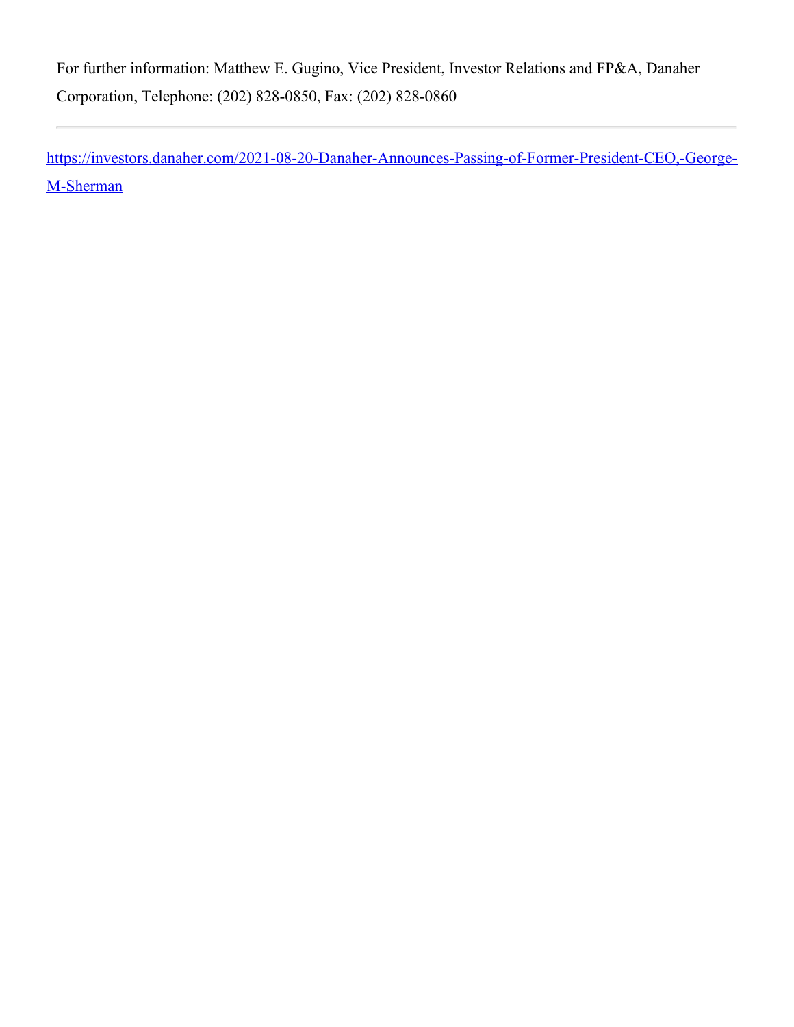For further information: Matthew E. Gugino, Vice President, Investor Relations and FP&A, Danaher Corporation, Telephone: (202) 828-0850, Fax: (202) 828-0860

---

https://investors.danaher.com/2021-08-20-Danaher-Announces-Passing-of-Former-President-CEO,-George-M-Sherman